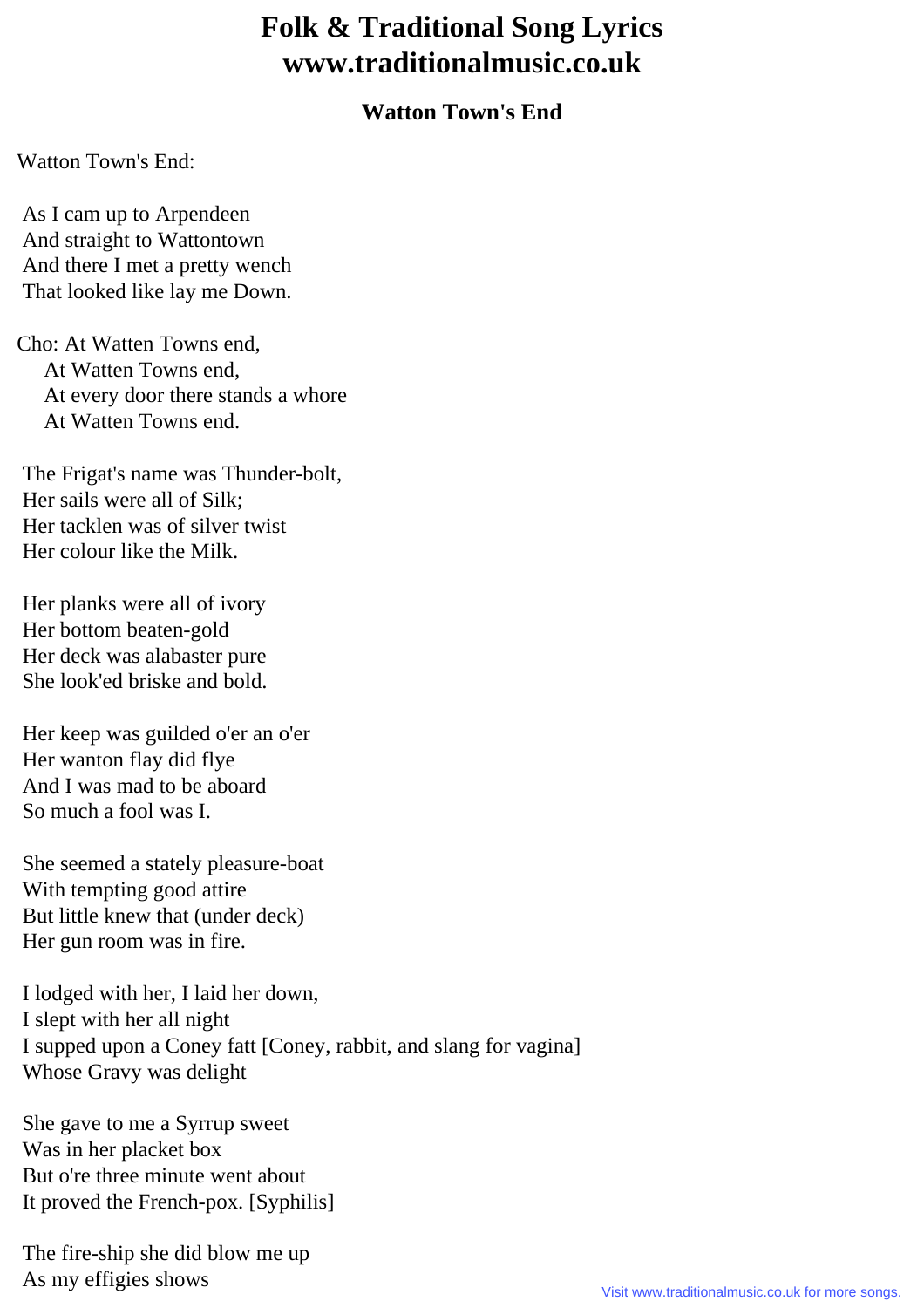# Folk & Traditional Song Lyrics
# www.traditionalmusic.co.uk

### Watton Town's End

Watton Town's End:

As I cam up to Arpendeen
And straight to Wattontown
And there I met a pretty wench
That looked like lay me Down.

Cho: At Watten Towns end,
At Watten Towns end,
At every door there stands a whore
At Watten Towns end.

The Frigat's name was Thunder-bolt,
Her sails were all of Silk;
Her tacklen was of silver twist
Her colour like the Milk.

Her planks were all of ivory
Her bottom beaten-gold
Her deck was alabaster pure
She look'ed briske and bold.

Her keep was guilded o'er an o'er
Her wanton flay did flye
And I was mad to be aboard
So much a fool was I.

She seemed a stately pleasure-boat
With tempting good attire
But little knew that (under deck)
Her gun room was in fire.

I lodged with her, I laid her down,
I slept with her all night
I supped upon a Coney fatt [Coney, rabbit, and slang for vagina]
Whose Gravy was delight

She gave to me a Syrrup sweet
Was in her placket box
But o're three minute went about
It proved the French-pox. [Syphilis]

The fire-ship she did blow me up
As my effigies shows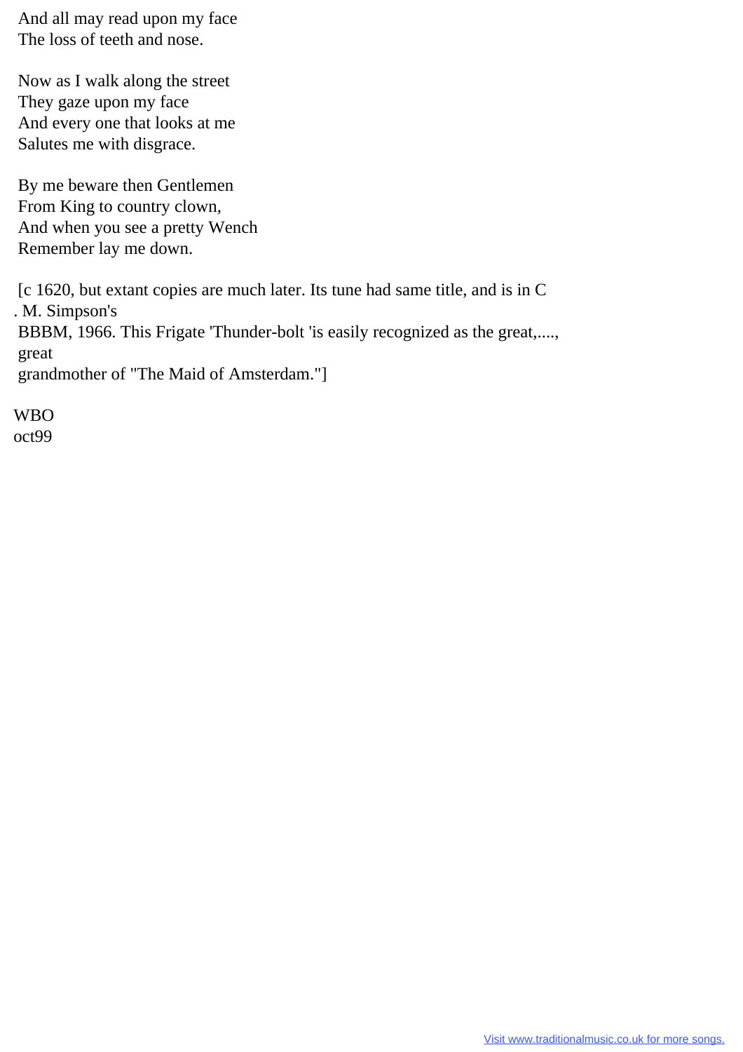And all may read upon my face
The loss of teeth and nose.

Now as I walk along the street
They gaze upon my face
And every one that looks at me
Salutes me with disgrace.

By me beware then Gentlemen
From King to country clown,
And when you see a pretty Wench
Remember lay me down.

[c 1620, but extant copies are much later. Its tune had same title, and is in C
. M. Simpson's
BBBM, 1966. This Frigate 'Thunder-bolt 'is easily recognized as the great,....,
great
grandmother of "The Maid of Amsterdam."]

WBO
oct99